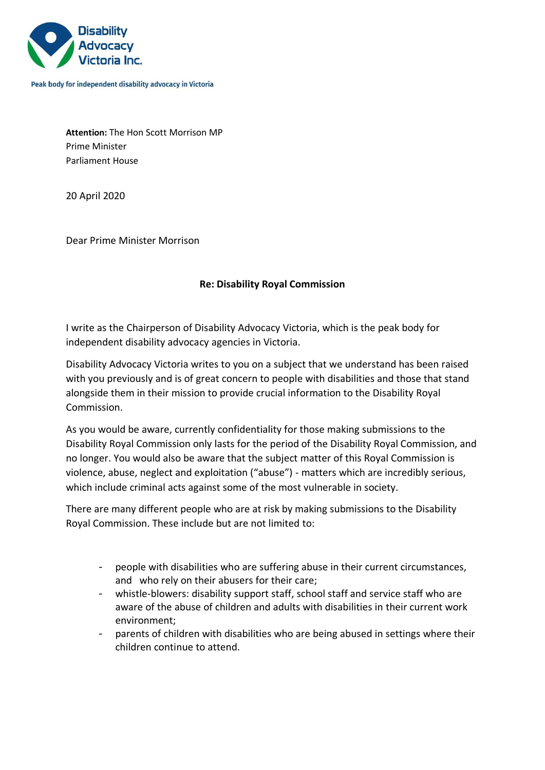Disability Advocacy Victoria Inc.

Peak body for independent disability advocacy in Victoria

**Attention:** The Hon Scott Morrison MP
Prime Minister
Parliament House

20 April 2020

Dear Prime Minister Morrison

**Re: Disability Royal Commission**

I write as the Chairperson of Disability Advocacy Victoria, which is the peak body for independent disability advocacy agencies in Victoria.

Disability Advocacy Victoria writes to you on a subject that we understand has been raised with you previously and is of great concern to people with disabilities and those that stand alongside them in their mission to provide crucial information to the Disability Royal Commission.

As you would be aware, currently confidentiality for those making submissions to the Disability Royal Commission only lasts for the period of the Disability Royal Commission, and no longer. You would also be aware that the subject matter of this Royal Commission is violence, abuse, neglect and exploitation ("abuse") - matters which are incredibly serious, which include criminal acts against some of the most vulnerable in society.

There are many different people who are at risk by making submissions to the Disability Royal Commission. These include but are not limited to:

- people with disabilities who are suffering abuse in their current circumstances, and who rely on their abusers for their care;
- whistle-blowers: disability support staff, school staff and service staff who are aware of the abuse of children and adults with disabilities in their current work environment;
- parents of children with disabilities who are being abused in settings where their children continue to attend.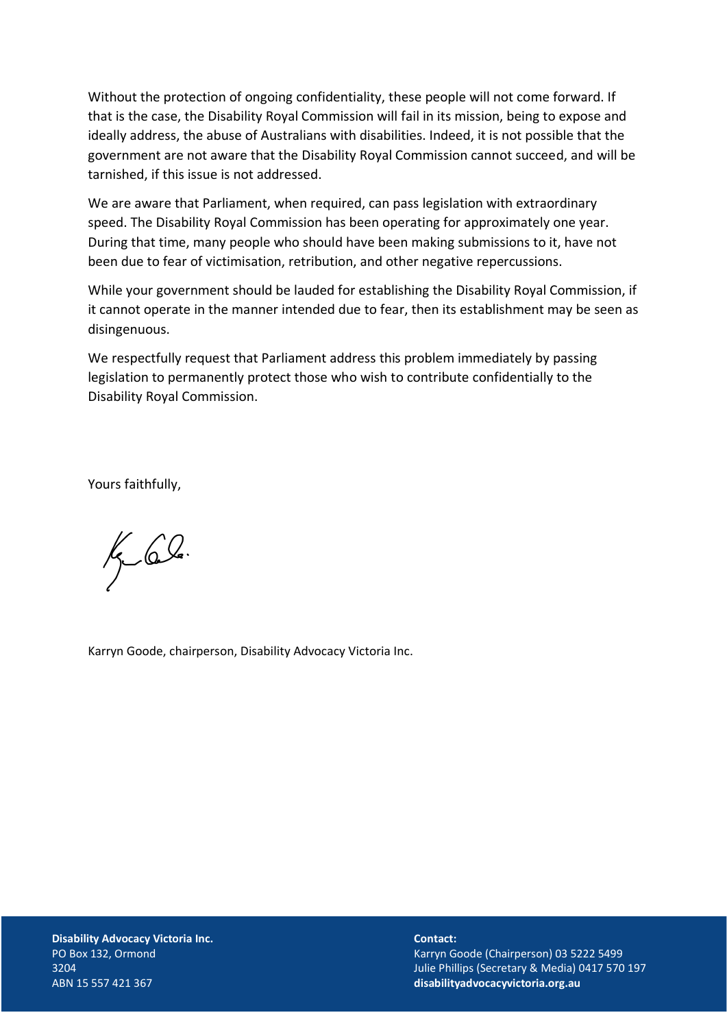Without the protection of ongoing confidentiality, these people will not come forward. If that is the case, the Disability Royal Commission will fail in its mission, being to expose and ideally address, the abuse of Australians with disabilities. Indeed, it is not possible that the government are not aware that the Disability Royal Commission cannot succeed, and will be tarnished, if this issue is not addressed.

We are aware that Parliament, when required, can pass legislation with extraordinary speed. The Disability Royal Commission has been operating for approximately one year. During that time, many people who should have been making submissions to it, have not been due to fear of victimisation, retribution, and other negative repercussions.

While your government should be lauded for establishing the Disability Royal Commission, if it cannot operate in the manner intended due to fear, then its establishment may be seen as disingenuous.

We respectfully request that Parliament address this problem immediately by passing legislation to permanently protect those who wish to contribute confidentially to the Disability Royal Commission.

Yours faithfully,

Karryn Goode, chairperson, Disability Advocacy Victoria Inc.

**Disability Advocacy Victoria Inc.**
PO Box 132, Ormond
3204
ABN 15 557 421 367

**Contact:**
Karryn Goode (Chairperson) 03 5222 5499
Julie Phillips (Secretary & Media) 0417 570 197
**disabilityadvocacyvictoria.org.au**